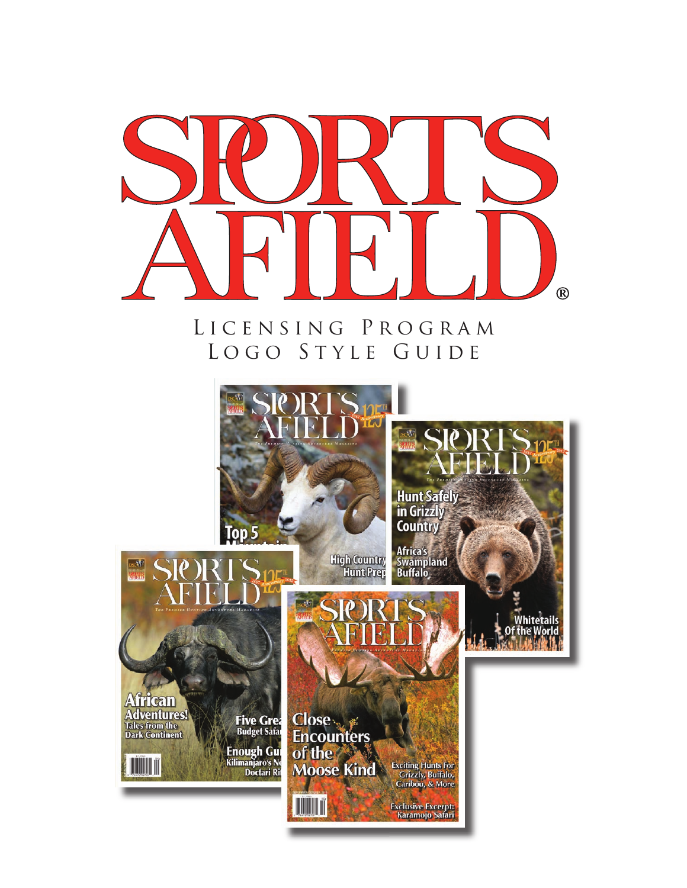# SPORTS AFIELD®

## Licensing Program
## Logo Style Guide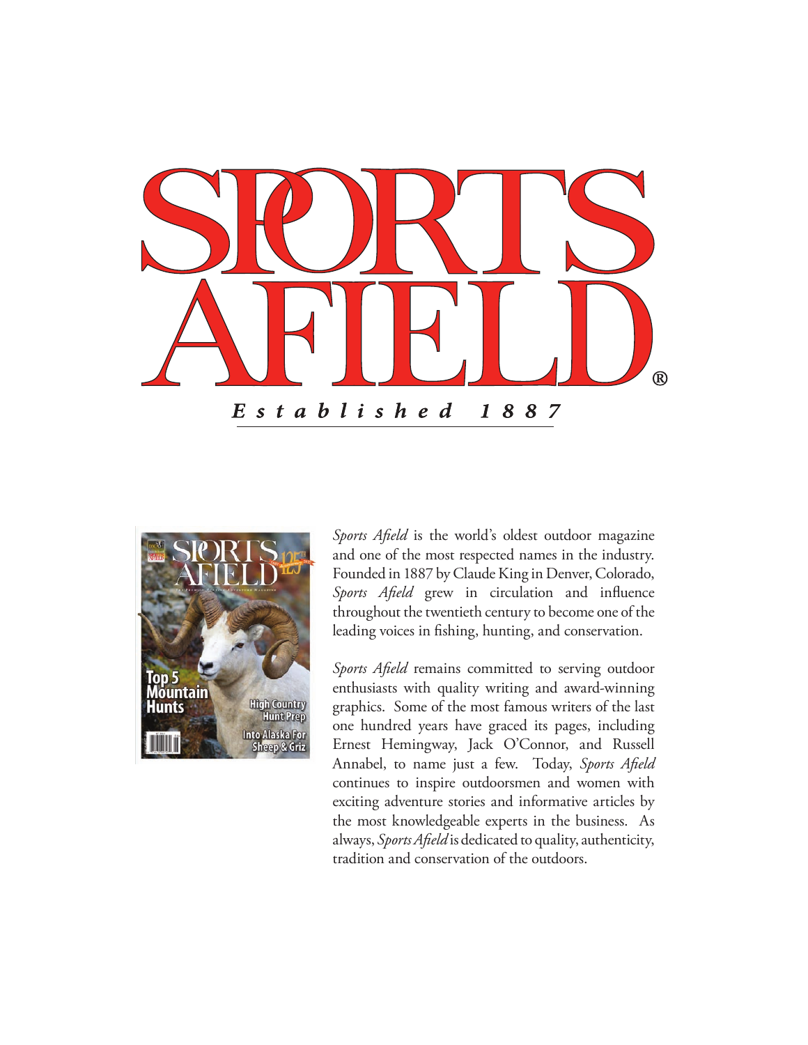# SPORTS AFIELD®

***Established 1887***

*Sports Afield* is the world's oldest outdoor magazine and one of the most respected names in the industry. Founded in 1887 by Claude King in Denver, Colorado, *Sports Afield* grew in circulation and influence throughout the twentieth century to become one of the leading voices in fishing, hunting, and conservation.

*Sports Afield* remains committed to serving outdoor enthusiasts with quality writing and award-winning graphics. Some of the most famous writers of the last one hundred years have graced its pages, including Ernest Hemingway, Jack O'Connor, and Russell Annabel, to name just a few. Today, *Sports Afield* continues to inspire outdoorsmen and women with exciting adventure stories and informative articles by the most knowledgeable experts in the business. As always, *Sports Afield* is dedicated to quality, authenticity, tradition and conservation of the outdoors.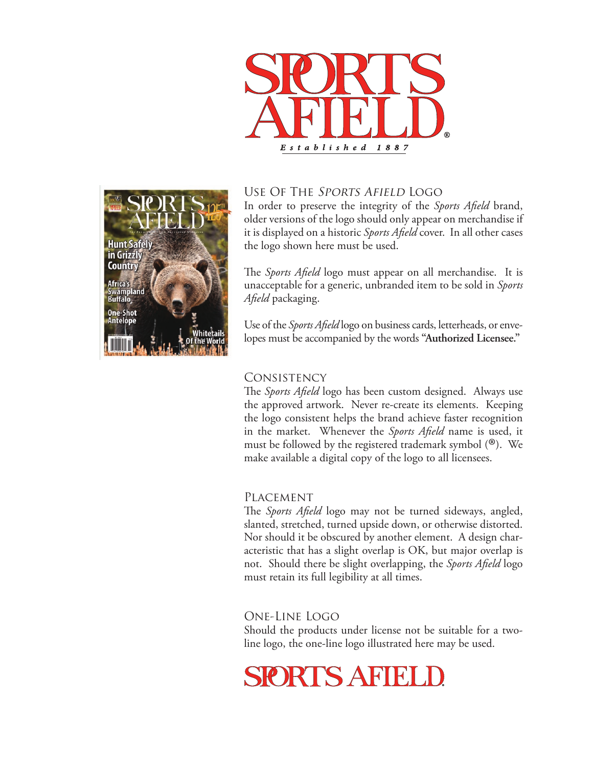SPORTS AFIELD®

*Established 1887*

## Use Of The *Sports Afield* Logo

In order to preserve the integrity of the *Sports Afield* brand, older versions of the logo should only appear on merchandise if it is displayed on a historic *Sports Afield* cover. In all other cases the logo shown here must be used.

The *Sports Afield* logo must appear on all merchandise. It is unacceptable for a generic, unbranded item to be sold in *Sports Afield* packaging.

Use of the *Sports Afield* logo on business cards, letterheads, or envelopes must be accompanied by the words "**Authorized Licensee.**"

## Consistency

The *Sports Afield* logo has been custom designed. Always use the approved artwork. Never re-create its elements. Keeping the logo consistent helps the brand achieve faster recognition in the market. Whenever the *Sports Afield* name is used, it must be followed by the registered trademark symbol (®). We make available a digital copy of the logo to all licensees.

## Placement

The *Sports Afield* logo may not be turned sideways, angled, slanted, stretched, turned upside down, or otherwise distorted. Nor should it be obscured by another element. A design characteristic that has a slight overlap is OK, but major overlap is not. Should there be slight overlapping, the *Sports Afield* logo must retain its full legibility at all times.

## One-Line Logo

Should the products under license not be suitable for a two-line logo, the one-line logo illustrated here may be used.

SPORTS AFIELD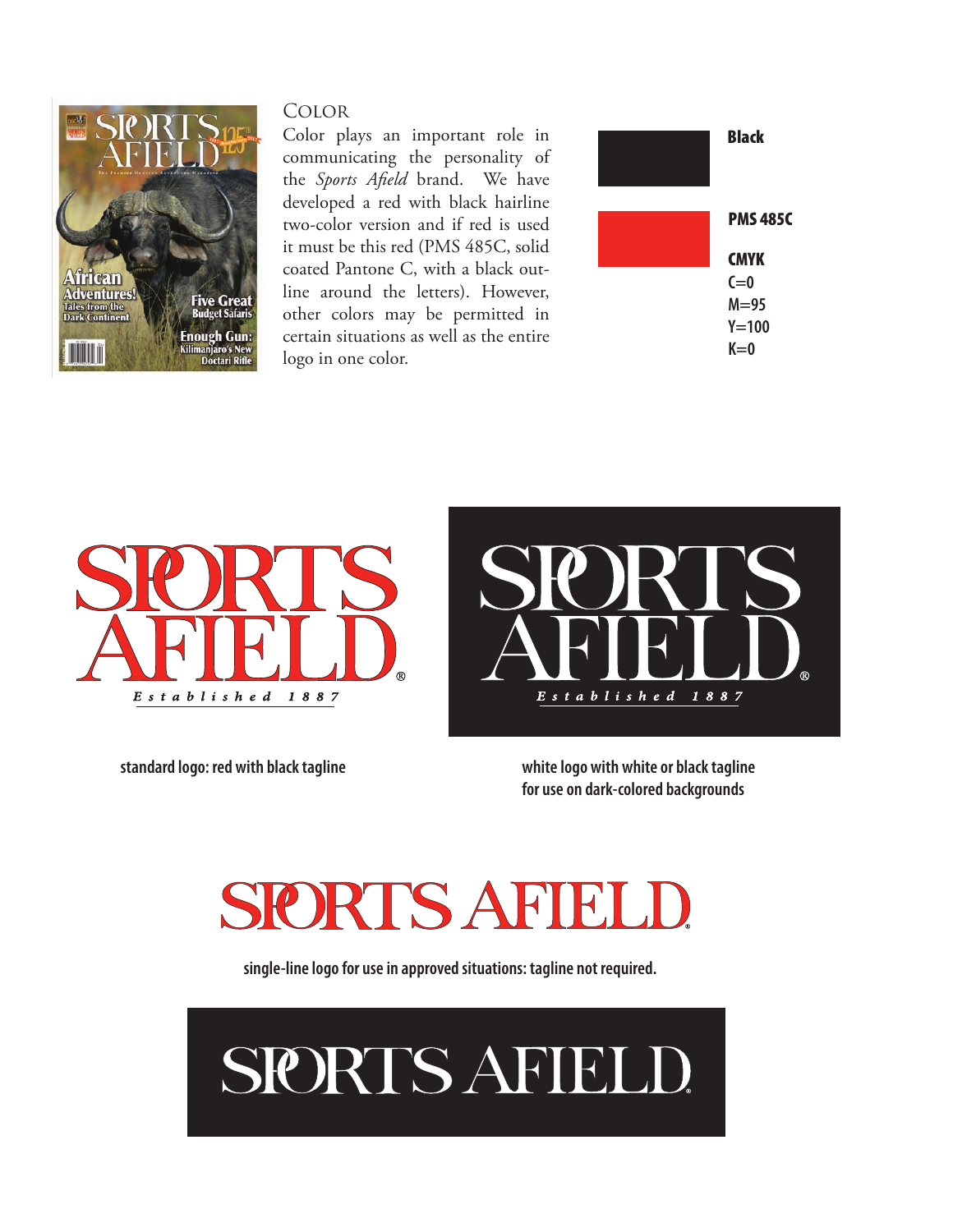## Color

Color plays an important role in communicating the personality of the *Sports Afield* brand. We have developed a red with black hairline two-color version and if red is used it must be this red (PMS 485C, solid coated Pantone C, with a black outline around the letters). However, other colors may be permitted in certain situations as well as the entire logo in one color.

**Black**

**PMS 485C**

**CMYK**
**C=0**
**M=95**
**Y=100**
**K=0**

**standard logo: red with black tagline**

**white logo with white or black tagline for use on dark-colored backgrounds**

**single-line logo for use in approved situations: tagline not required.**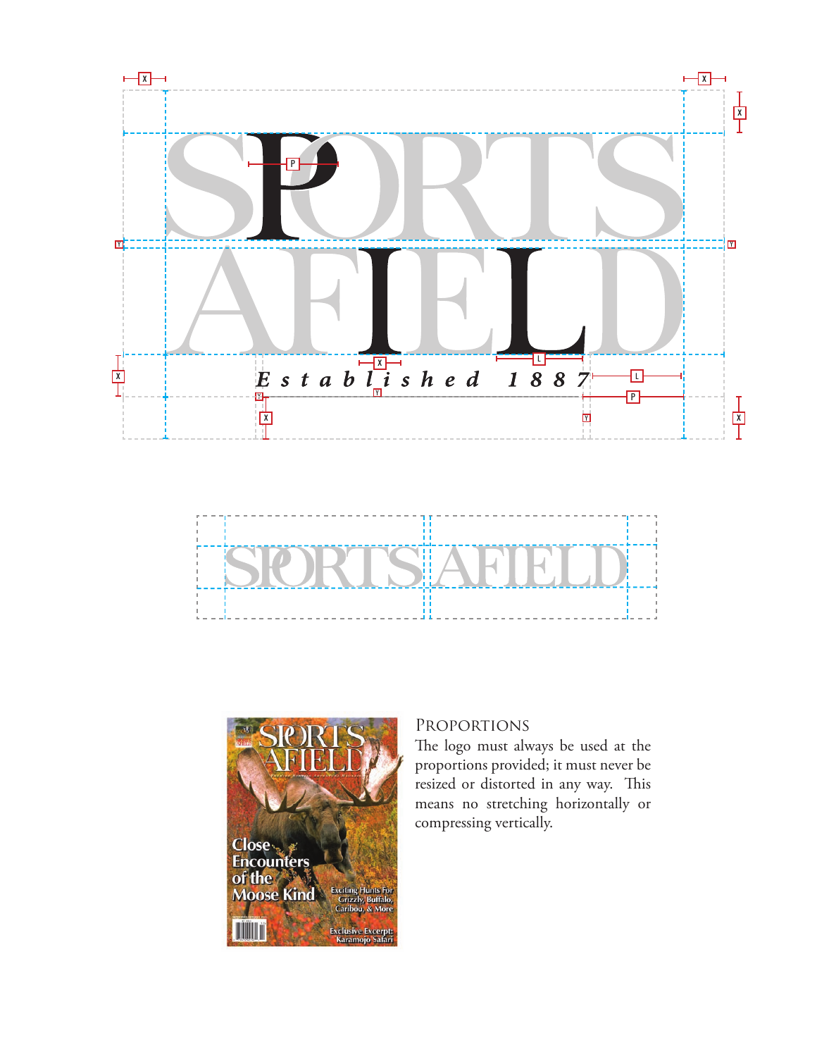## Proportions

The logo must always be used at the proportions provided; it must never be resized or distorted in any way. This means no stretching horizontally or compressing vertically.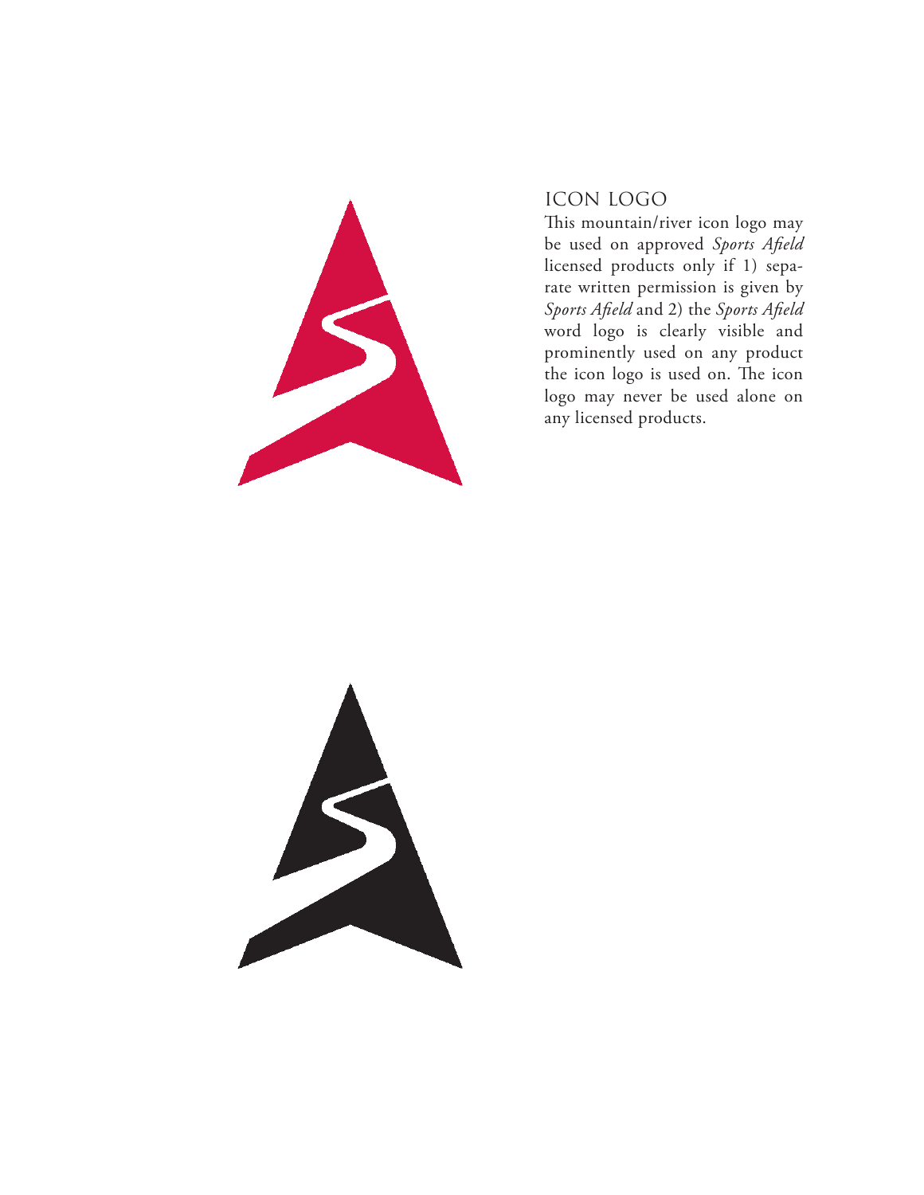## ICON LOGO

This mountain/river icon logo may be used on approved *Sports Afield* licensed products only if 1) separate written permission is given by *Sports Afield* and 2) the *Sports Afield* word logo is clearly visible and prominently used on any product the icon logo is used on. The icon logo may never be used alone on any licensed products.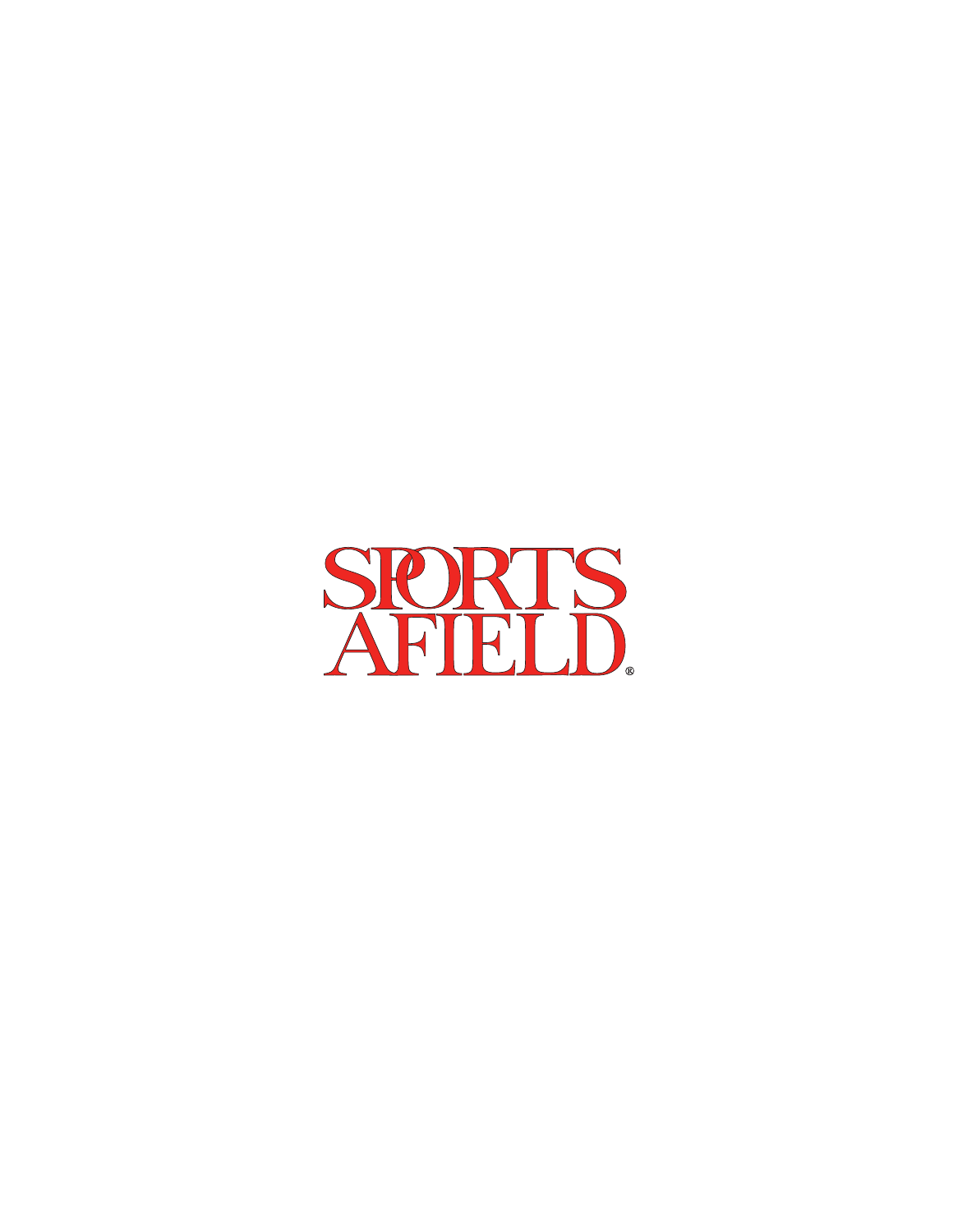SPORTS AFIELD®